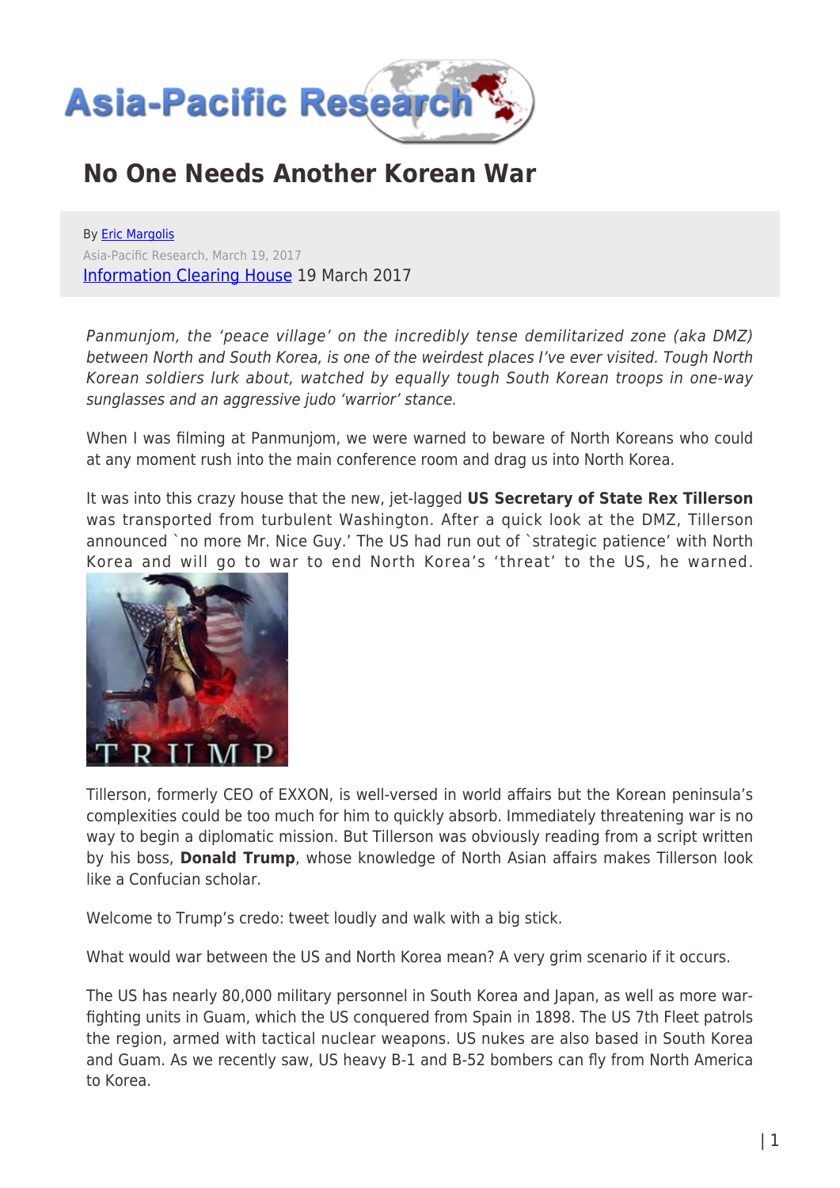# No One Needs Another Korean War

By Eric Margolis
Asia-Pacific Research, March 19, 2017
Information Clearing House 19 March 2017

*Panmunjom, the 'peace village' on the incredibly tense demilitarized zone (aka DMZ) between North and South Korea, is one of the weirdest places I've ever visited. Tough North Korean soldiers lurk about, watched by equally tough South Korean troops in one-way sunglasses and an aggressive judo 'warrior' stance.*

When I was filming at Panmunjom, we were warned to beware of North Koreans who could at any moment rush into the main conference room and drag us into North Korea.

It was into this crazy house that the new, jet-lagged **US Secretary of State Rex Tillerson** was transported from turbulent Washington. After a quick look at the DMZ, Tillerson announced `no more Mr. Nice Guy.' The US had run out of `strategic patience' with North Korea and will go to war to end North Korea's 'threat' to the US, he warned.

Tillerson, formerly CEO of EXXON, is well-versed in world affairs but the Korean peninsula's complexities could be too much for him to quickly absorb. Immediately threatening war is no way to begin a diplomatic mission. But Tillerson was obviously reading from a script written by his boss, **Donald Trump**, whose knowledge of North Asian affairs makes Tillerson look like a Confucian scholar.

Welcome to Trump's credo: tweet loudly and walk with a big stick.

What would war between the US and North Korea mean? A very grim scenario if it occurs.

The US has nearly 80,000 military personnel in South Korea and Japan, as well as more war-fighting units in Guam, which the US conquered from Spain in 1898. The US 7th Fleet patrols the region, armed with tactical nuclear weapons. US nukes are also based in South Korea and Guam. As we recently saw, US heavy B-1 and B-52 bombers can fly from North America to Korea.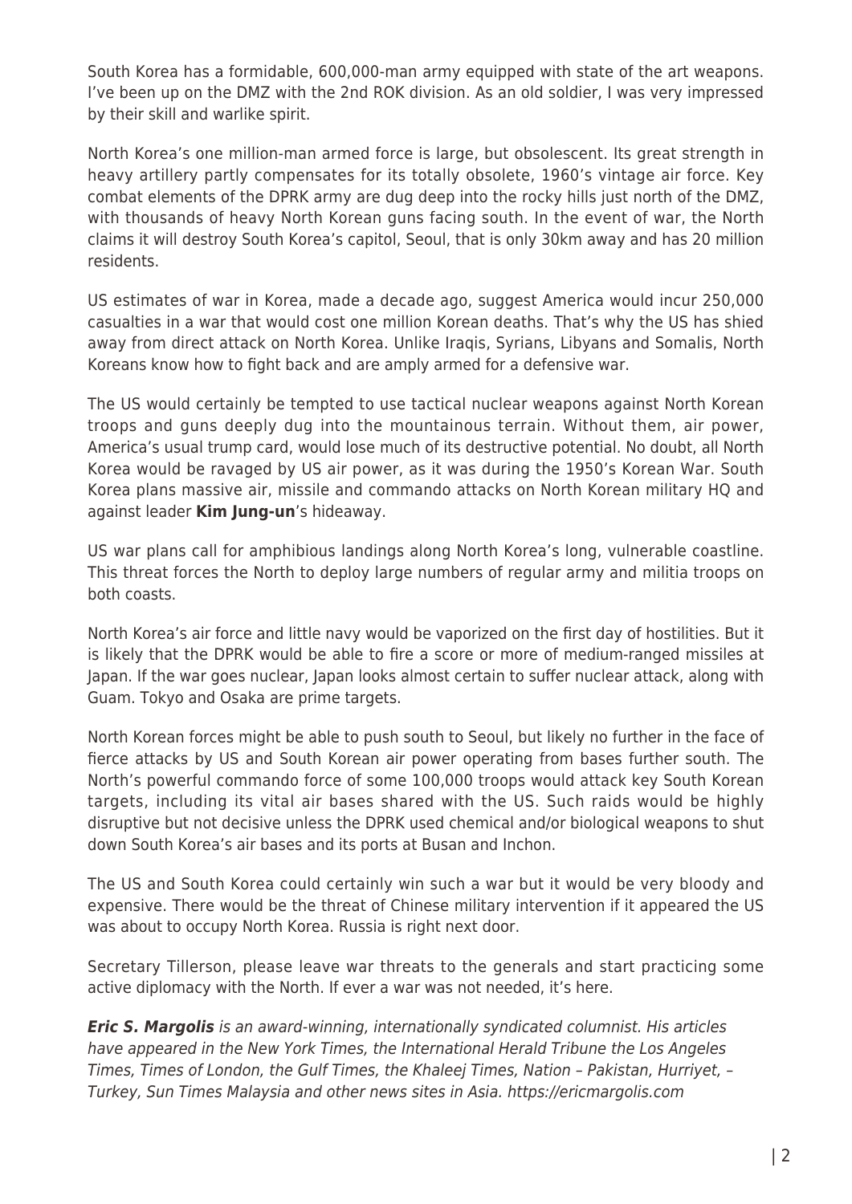South Korea has a formidable, 600,000-man army equipped with state of the art weapons. I've been up on the DMZ with the 2nd ROK division. As an old soldier, I was very impressed by their skill and warlike spirit.

North Korea's one million-man armed force is large, but obsolescent. Its great strength in heavy artillery partly compensates for its totally obsolete, 1960's vintage air force. Key combat elements of the DPRK army are dug deep into the rocky hills just north of the DMZ, with thousands of heavy North Korean guns facing south. In the event of war, the North claims it will destroy South Korea's capitol, Seoul, that is only 30km away and has 20 million residents.

US estimates of war in Korea, made a decade ago, suggest America would incur 250,000 casualties in a war that would cost one million Korean deaths. That's why the US has shied away from direct attack on North Korea. Unlike Iraqis, Syrians, Libyans and Somalis, North Koreans know how to fight back and are amply armed for a defensive war.

The US would certainly be tempted to use tactical nuclear weapons against North Korean troops and guns deeply dug into the mountainous terrain. Without them, air power, America's usual trump card, would lose much of its destructive potential. No doubt, all North Korea would be ravaged by US air power, as it was during the 1950's Korean War. South Korea plans massive air, missile and commando attacks on North Korean military HQ and against leader **Kim Jung-un**'s hideaway.

US war plans call for amphibious landings along North Korea's long, vulnerable coastline. This threat forces the North to deploy large numbers of regular army and militia troops on both coasts.

North Korea's air force and little navy would be vaporized on the first day of hostilities. But it is likely that the DPRK would be able to fire a score or more of medium-ranged missiles at Japan. If the war goes nuclear, Japan looks almost certain to suffer nuclear attack, along with Guam. Tokyo and Osaka are prime targets.

North Korean forces might be able to push south to Seoul, but likely no further in the face of fierce attacks by US and South Korean air power operating from bases further south. The North's powerful commando force of some 100,000 troops would attack key South Korean targets, including its vital air bases shared with the US. Such raids would be highly disruptive but not decisive unless the DPRK used chemical and/or biological weapons to shut down South Korea's air bases and its ports at Busan and Inchon.

The US and South Korea could certainly win such a war but it would be very bloody and expensive. There would be the threat of Chinese military intervention if it appeared the US was about to occupy North Korea. Russia is right next door.

Secretary Tillerson, please leave war threats to the generals and start practicing some active diplomacy with the North. If ever a war was not needed, it's here.

***Eric S. Margolis*** *is an award-winning, internationally syndicated columnist. His articles have appeared in the New York Times, the International Herald Tribune the Los Angeles Times, Times of London, the Gulf Times, the Khaleej Times, Nation – Pakistan, Hurriyet, – Turkey, Sun Times Malaysia and other news sites in Asia. https://ericmargolis.com*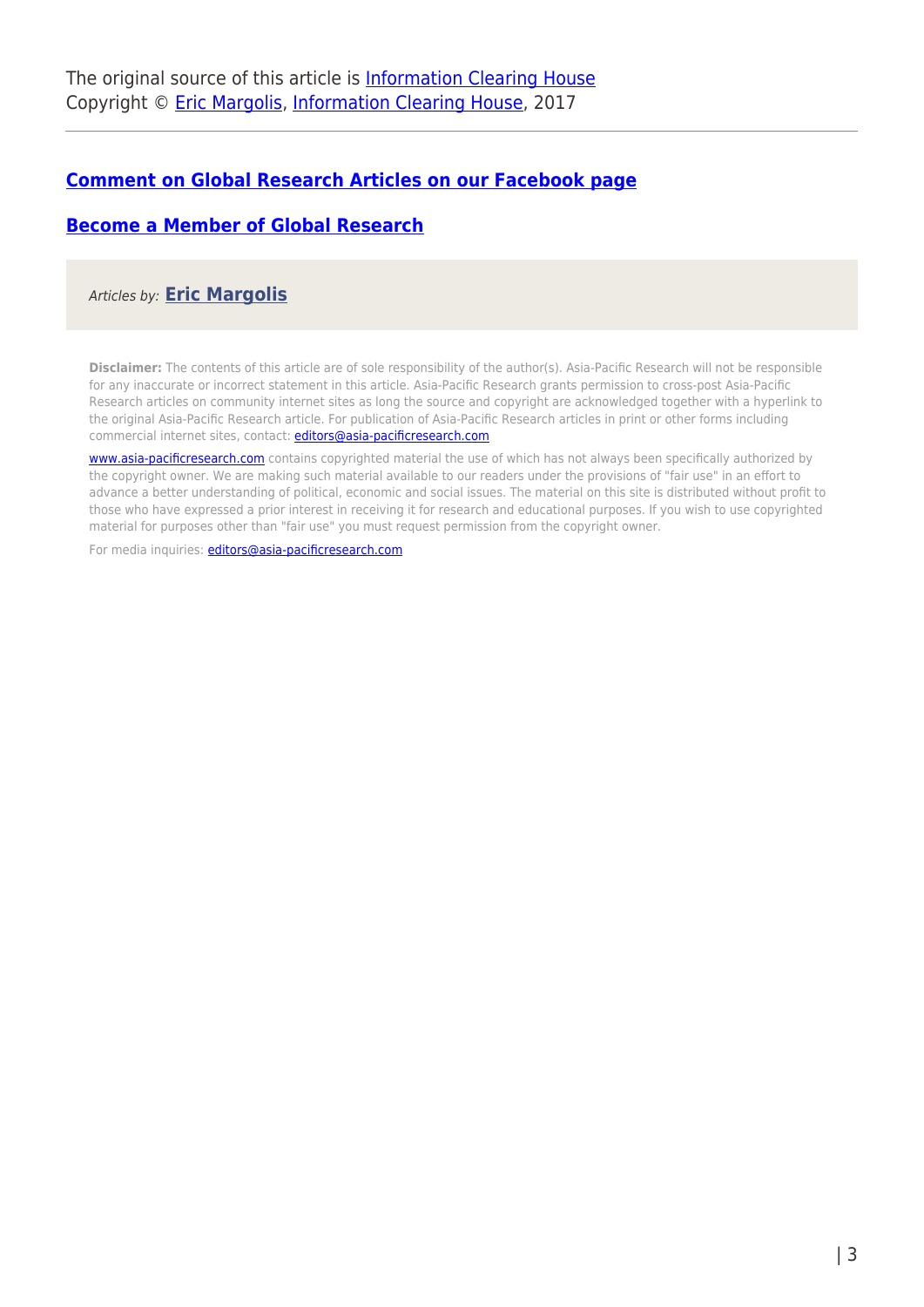The original source of this article is Information Clearing House
Copyright © Eric Margolis, Information Clearing House, 2017

---

**Comment on Global Research Articles on our Facebook page**

**Become a Member of Global Research**

*Articles by:* **Eric Margolis**

**Disclaimer:** The contents of this article are of sole responsibility of the author(s). Asia-Pacific Research will not be responsible for any inaccurate or incorrect statement in this article. Asia-Pacific Research grants permission to cross-post Asia-Pacific Research articles on community internet sites as long the source and copyright are acknowledged together with a hyperlink to the original Asia-Pacific Research article. For publication of Asia-Pacific Research articles in print or other forms including commercial internet sites, contact: editors@asia-pacificresearch.com

www.asia-pacificresearch.com contains copyrighted material the use of which has not always been specifically authorized by the copyright owner. We are making such material available to our readers under the provisions of "fair use" in an effort to advance a better understanding of political, economic and social issues. The material on this site is distributed without profit to those who have expressed a prior interest in receiving it for research and educational purposes. If you wish to use copyrighted material for purposes other than "fair use" you must request permission from the copyright owner.

For media inquiries: editors@asia-pacificresearch.com